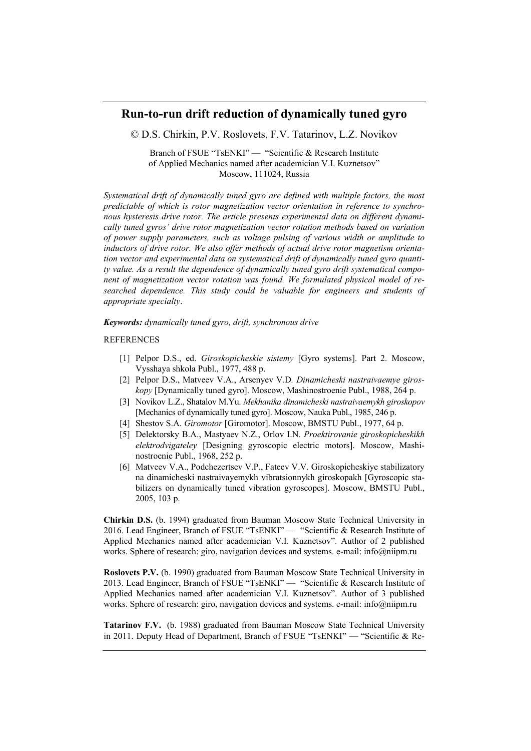# Run-to-run drift reduction of dynamically tuned gyro

© D.S. Chirkin, P.V. Roslovets, F.V. Tatarinov, L.Z. Novikov

Branch of FSUE "TsENKI" — "Scientific & Research Institute of Applied Mechanics named after academician V.I. Kuznetsov"
Moscow, 111024, Russia

*Systematical drift of dynamically tuned gyro are defined with multiple factors, the most predictable of which is rotor magnetization vector orientation in reference to synchronous hysteresis drive rotor. The article presents experimental data on different dynamically tuned gyros' drive rotor magnetization vector rotation methods based on variation of power supply parameters, such as voltage pulsing of various width or amplitude to inductors of drive rotor. We also offer methods of actual drive rotor magnetism orientation vector and experimental data on systematical drift of dynamically tuned gyro quantity value. As a result the dependence of dynamically tuned gyro drift systematical component of magnetization vector rotation was found. We formulated physical model of researched dependence. This study could be valuable for engineers and students of appropriate specialty*.

***Keywords:*** *dynamically tuned gyro, drift, synchronous drive*

REFERENCES

[1] Pelpor D.S., ed. *Giroskopicheskie sistemy* [Gyro systems]. Part 2. Moscow, Vysshaya shkola Publ., 1977, 488 p.

[2] Pelpor D.S., Matveev V.A., Arsenyev V.D. *Dinamicheski nastraivaemye giroskopy* [Dynamically tuned gyro]. Moscow, Mashinostroenie Publ., 1988, 264 p.

[3] Novikov L.Z., Shatalov M.Yu. *Mekhanika dinamicheski nastraivaemykh giroskopov* [Mechanics of dynamically tuned gyro]. Moscow, Nauka Publ., 1985, 246 p.

[4] Shestov S.A. *Giromotor* [Giromotor]. Moscow, BMSTU Publ., 1977, 64 p.

[5] Delektorsky B.A., Mastyaev N.Z., Orlov I.N. *Proektirovanie giroskopicheskikh elektrodvigateley* [Designing gyroscopic electric motors]. Moscow, Mashinostroenie Publ., 1968, 252 p.

[6] Matveev V.A., Podchezertsev V.P., Fateev V.V. Giroskopicheskiye stabilizatory na dinamicheski nastraivayemykh vibratsionnykh giroskopakh [Gyroscopic stabilizers on dynamically tuned vibration gyroscopes]. Moscow, BMSTU Publ., 2005, 103 p.

**Chirkin D.S.** (b. 1994) graduated from Bauman Moscow State Technical University in 2016. Lead Engineer, Branch of FSUE "TsENKI" — "Scientific & Research Institute of Applied Mechanics named after academician V.I. Kuznetsov". Author of 2 published works. Sphere of research: giro, navigation devices and systems. e-mail: info@niipm.ru

**Roslovets P.V.** (b. 1990) graduated from Bauman Moscow State Technical University in 2013. Lead Engineer, Branch of FSUE "TsENKI" — "Scientific & Research Institute of Applied Mechanics named after academician V.I. Kuznetsov". Author of 3 published works. Sphere of research: giro, navigation devices and systems. e-mail: info@niipm.ru

**Tatarinov F.V.** (b. 1988) graduated from Bauman Moscow State Technical University in 2011. Deputy Head of Department, Branch of FSUE "TsENKI" — "Scientific & Re-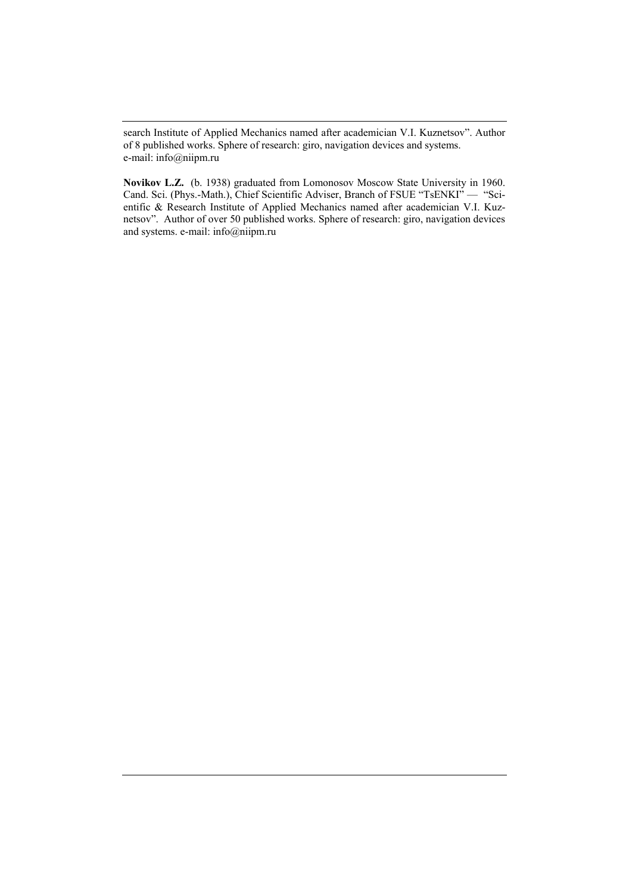search Institute of Applied Mechanics named after academician V.I. Kuznetsov". Author of 8 published works. Sphere of research: giro, navigation devices and systems. e-mail: info@niipm.ru

**Novikov L.Z.** (b. 1938) graduated from Lomonosov Moscow State University in 1960. Cand. Sci. (Phys.-Math.), Chief Scientific Adviser, Branch of FSUE "TsENKI" — "Scientific & Research Institute of Applied Mechanics named after academician V.I. Kuznetsov". Author of over 50 published works. Sphere of research: giro, navigation devices and systems. e-mail: info@niipm.ru